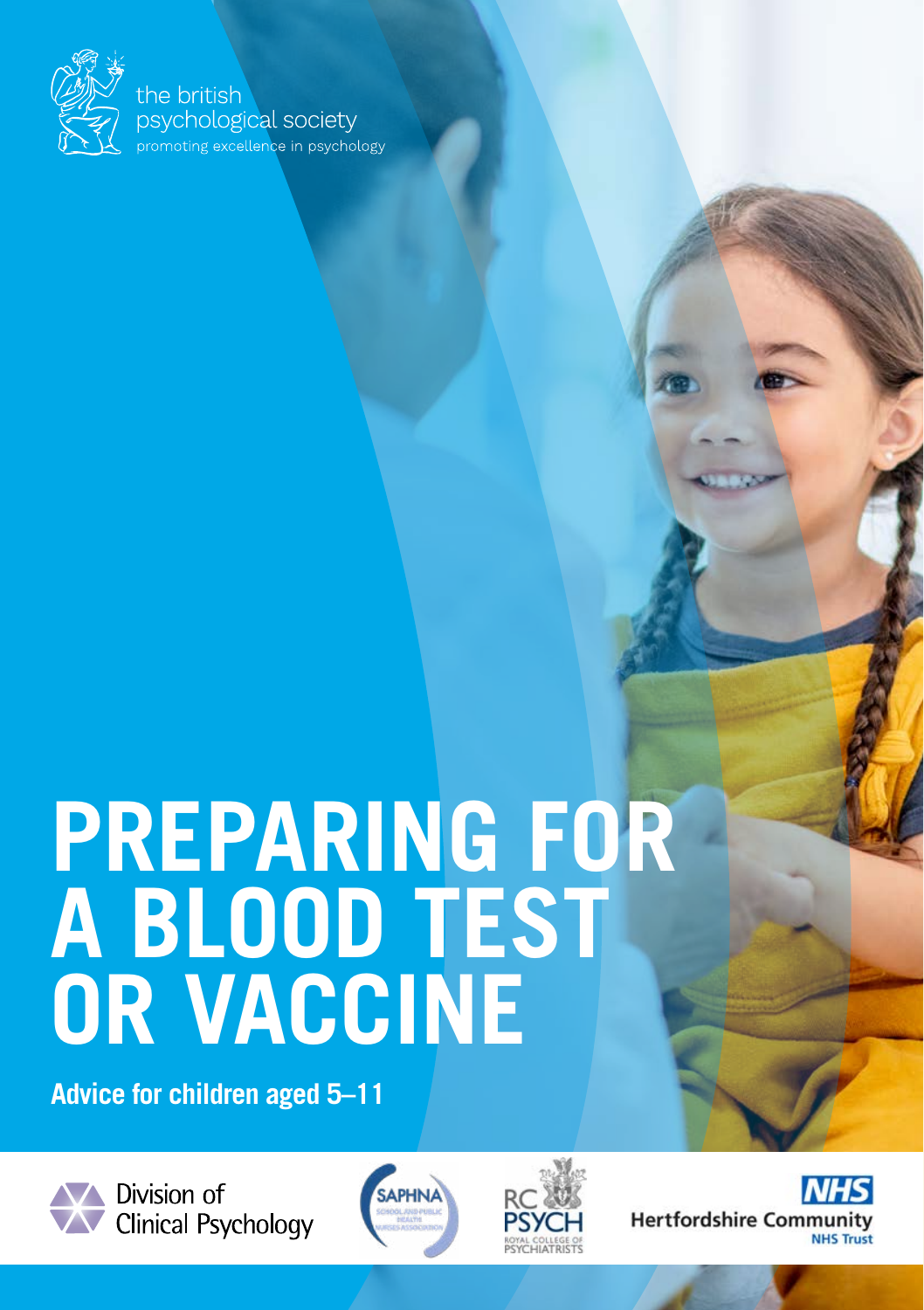the british psychological society
promoting excellence in psychology

# PREPARING FOR A BLOOD TEST OR VACCINE

**Advice for children aged 5–11**

Division of Clinical Psychology

SAPHNA School and Public Health Nurses Association

RC PSYCH Royal College of Psychiatrists

NHS Hertfordshire Community NHS Trust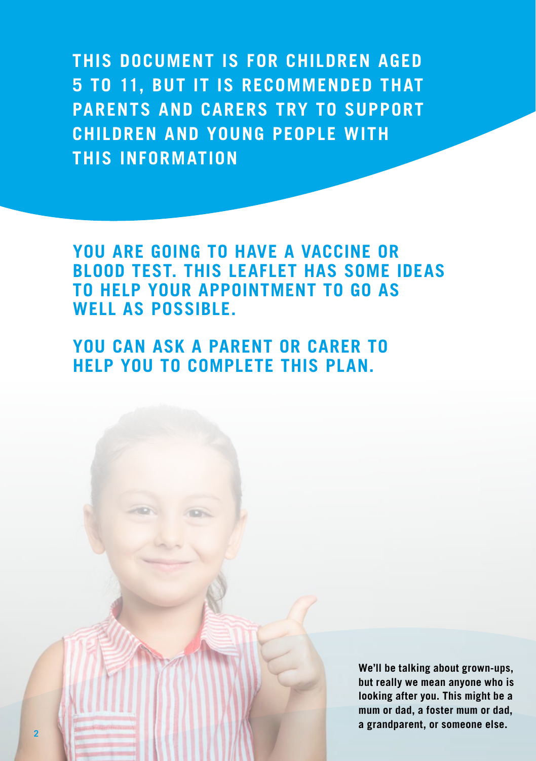**THIS DOCUMENT IS FOR CHILDREN AGED 5 TO 11, BUT IT IS RECOMMENDED THAT PARENTS AND CARERS TRY TO SUPPORT CHILDREN AND YOUNG PEOPLE WITH THIS INFORMATION**

## YOU ARE GOING TO HAVE A VACCINE OR BLOOD TEST. THIS LEAFLET HAS SOME IDEAS TO HELP YOUR APPOINTMENT TO GO AS WELL AS POSSIBLE.

## YOU CAN ASK A PARENT OR CARER TO HELP YOU TO COMPLETE THIS PLAN.

**We'll be talking about grown-ups, but really we mean anyone who is looking after you. This might be a mum or dad, a foster mum or dad, a grandparent, or someone else.**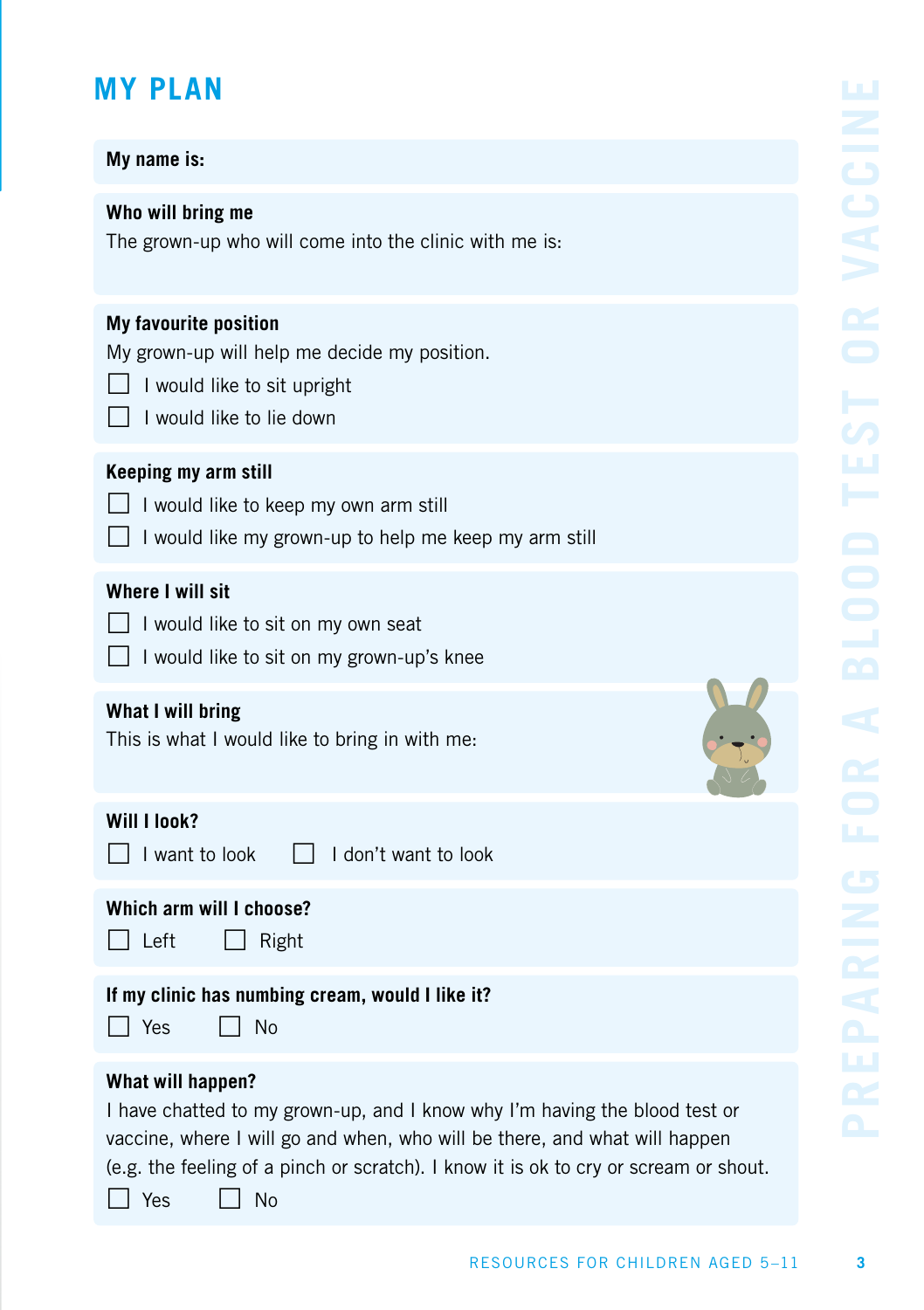# MY PLAN

**My name is:**

**Who will bring me**

The grown-up who will come into the clinic with me is:

**My favourite position**

My grown-up will help me decide my position.

- ☐ I would like to sit upright
- ☐ I would like to lie down

**Keeping my arm still**

- ☐ I would like to keep my own arm still
- ☐ I would like my grown-up to help me keep my arm still

**Where I will sit**

- ☐ I would like to sit on my own seat
- ☐ I would like to sit on my grown-up's knee

**What I will bring**

This is what I would like to bring in with me:

**Will I look?**

☐ I want to look ☐ I don't want to look

**Which arm will I choose?**

☐ Left ☐ Right

**If my clinic has numbing cream, would I like it?**

☐ Yes ☐ No

**What will happen?**

I have chatted to my grown-up, and I know why I'm having the blood test or vaccine, where I will go and when, who will be there, and what will happen (e.g. the feeling of a pinch or scratch). I know it is ok to cry or scream or shout.

☐ Yes ☐ No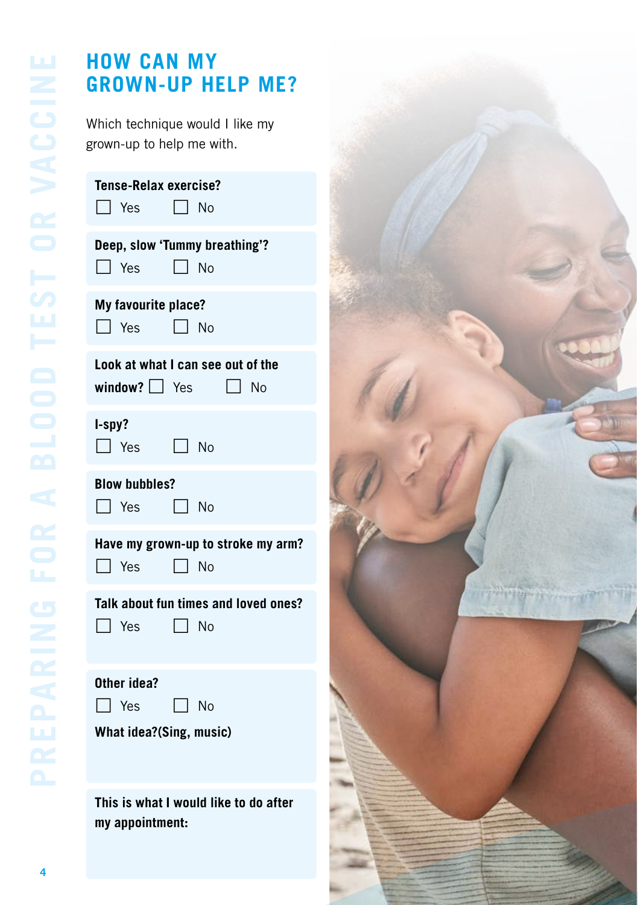# HOW CAN MY GROWN-UP HELP ME?

Which technique would I like my grown-up to help me with.

**Tense-Relax exercise?**
☐ Yes ☐ No

**Deep, slow 'Tummy breathing'?**
☐ Yes ☐ No

**My favourite place?**
☐ Yes ☐ No

**Look at what I can see out of the window?** ☐ Yes ☐ No

**I-spy?**
☐ Yes ☐ No

**Blow bubbles?**
☐ Yes ☐ No

**Have my grown-up to stroke my arm?**
☐ Yes ☐ No

**Talk about fun times and loved ones?**
☐ Yes ☐ No

**Other idea?**
☐ Yes ☐ No

**What idea?(Sing, music)**

**This is what I would like to do after my appointment:**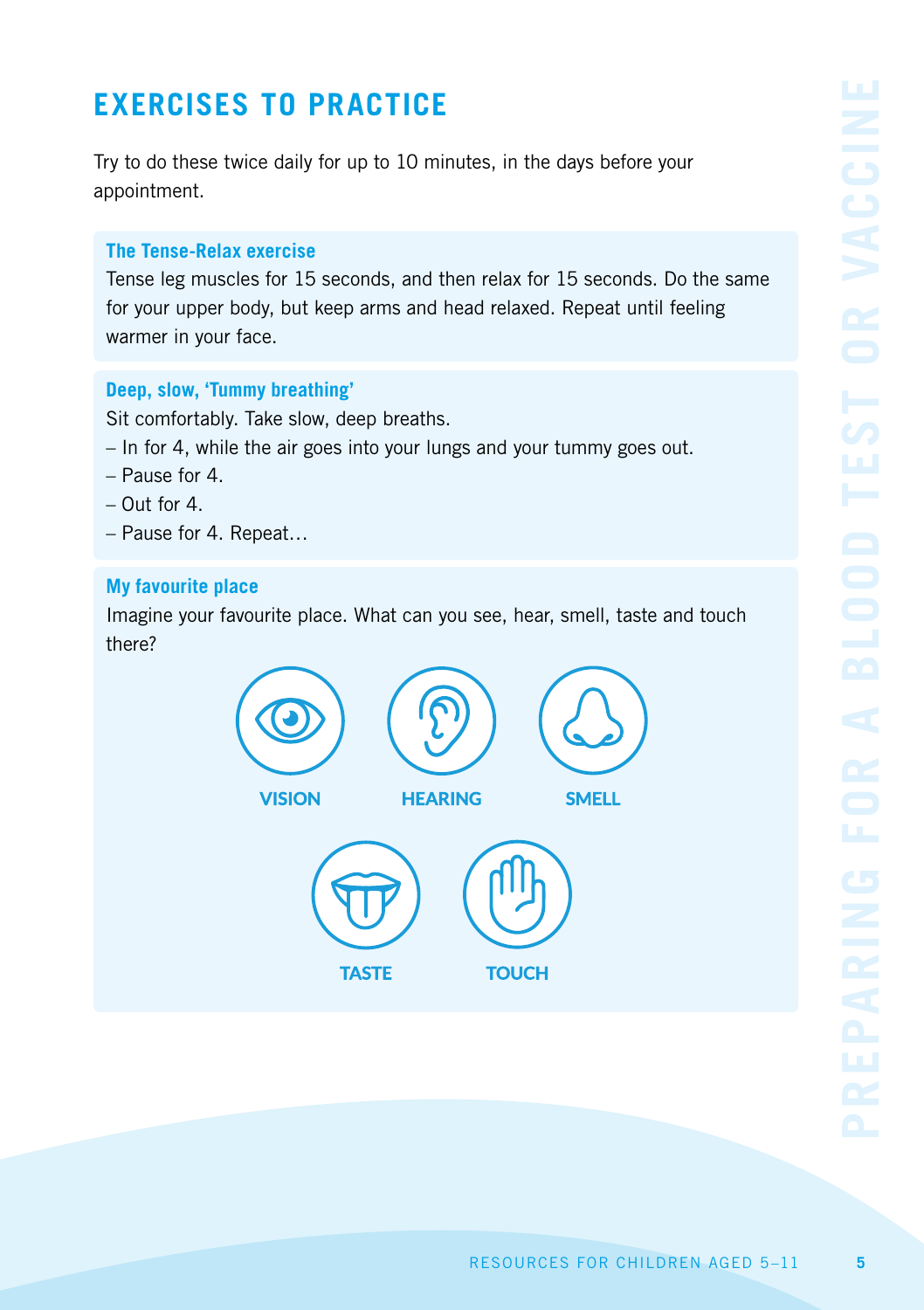# EXERCISES TO PRACTICE

Try to do these twice daily for up to 10 minutes, in the days before your appointment.

### The Tense-Relax exercise

Tense leg muscles for 15 seconds, and then relax for 15 seconds. Do the same for your upper body, but keep arms and head relaxed. Repeat until feeling warmer in your face.

### Deep, slow, 'Tummy breathing'

Sit comfortably. Take slow, deep breaths.

– In for 4, while the air goes into your lungs and your tummy goes out.
– Pause for 4.
– Out for 4.
– Pause for 4. Repeat…

### My favourite place

Imagine your favourite place. What can you see, hear, smell, taste and touch there?

VISION

HEARING

SMELL

TASTE

TOUCH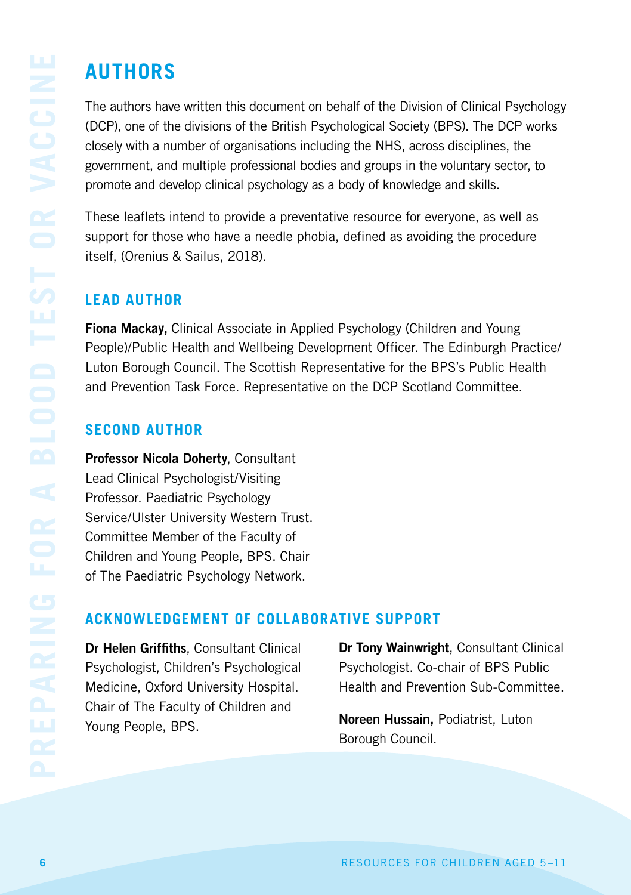# AUTHORS

The authors have written this document on behalf of the Division of Clinical Psychology (DCP), one of the divisions of the British Psychological Society (BPS). The DCP works closely with a number of organisations including the NHS, across disciplines, the government, and multiple professional bodies and groups in the voluntary sector, to promote and develop clinical psychology as a body of knowledge and skills.

These leaflets intend to provide a preventative resource for everyone, as well as support for those who have a needle phobia, defined as avoiding the procedure itself, (Orenius & Sailus, 2018).

## LEAD AUTHOR

**Fiona Mackay,** Clinical Associate in Applied Psychology (Children and Young People)/Public Health and Wellbeing Development Officer. The Edinburgh Practice/ Luton Borough Council. The Scottish Representative for the BPS's Public Health and Prevention Task Force. Representative on the DCP Scotland Committee.

## SECOND AUTHOR

**Professor Nicola Doherty**, Consultant Lead Clinical Psychologist/Visiting Professor. Paediatric Psychology Service/Ulster University Western Trust. Committee Member of the Faculty of Children and Young People, BPS. Chair of The Paediatric Psychology Network.

## ACKNOWLEDGEMENT OF COLLABORATIVE SUPPORT

**Dr Helen Griffiths**, Consultant Clinical Psychologist, Children's Psychological Medicine, Oxford University Hospital. Chair of The Faculty of Children and Young People, BPS.

**Dr Tony Wainwright**, Consultant Clinical Psychologist. Co-chair of BPS Public Health and Prevention Sub-Committee.

**Noreen Hussain,** Podiatrist, Luton Borough Council.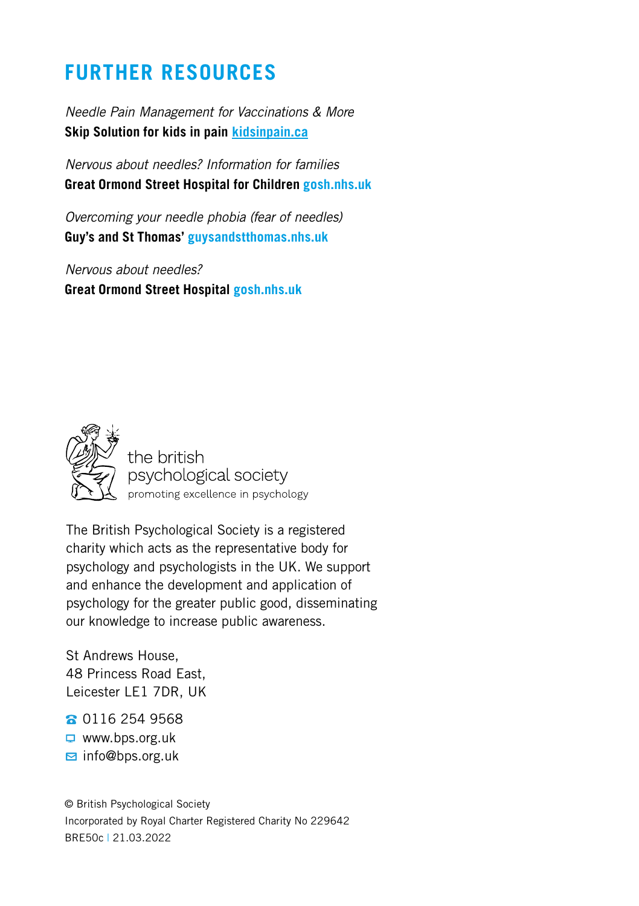## FURTHER RESOURCES

*Needle Pain Management for Vaccinations & More*
**Skip Solution for kids in pain** kidsinpain.ca

*Nervous about needles? Information for families*
**Great Ormond Street Hospital for Children** gosh.nhs.uk

*Overcoming your needle phobia (fear of needles)*
**Guy's and St Thomas'** guysandstthomas.nhs.uk

*Nervous about needles?*
**Great Ormond Street Hospital** gosh.nhs.uk

the british psychological society
promoting excellence in psychology

The British Psychological Society is a registered charity which acts as the representative body for psychology and psychologists in the UK. We support and enhance the development and application of psychology for the greater public good, disseminating our knowledge to increase public awareness.

St Andrews House,
48 Princess Road East,
Leicester LE1 7DR, UK

0116 254 9568
www.bps.org.uk
info@bps.org.uk

© British Psychological Society
Incorporated by Royal Charter Registered Charity No 229642
BRE50c | 21.03.2022